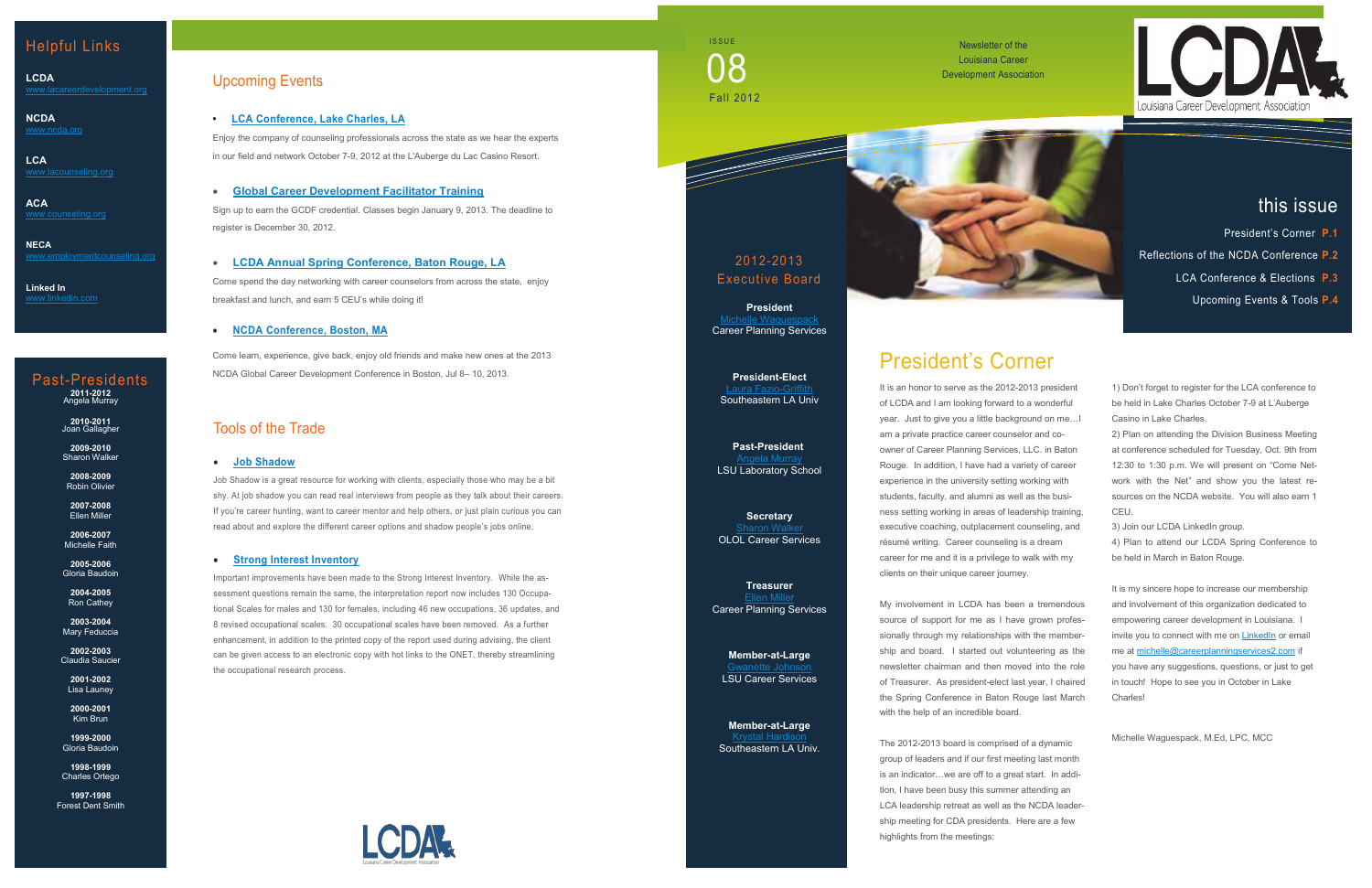## Helpful Links

**LCDA**
www.lacareerdevelopment.org

**NCDA**
www.ncda.org

**LCA**
www.lacounseling.org

**ACA**
www.counseling.org

**NECA**
www.employmentcounseling.org

**Linked In**
www.linkedin.com

## Past-Presidents

**2011-2012**
Angela Murray

**2010-2011**
Joan Gallagher

**2009-2010**
Sharon Walker

**2008-2009**
Robin Olivier

**2007-2008**
Ellen Miller

**2006-2007**
Michelle Faith

**2005-2006**
Gloria Baudoin

**2004-2005**
Ron Cathey

**2003-2004**
Mary Feduccia

**2002-2003**
Claudia Saucier

**2001-2002**
Lisa Launey

**2000-2001**
Kim Brun

**1999-2000**
Gloria Baudoin

**1998-1999**
Charles Ortego

**1997-1998**
Forest Dent Smith

## Upcoming Events

- **LCA Conference, Lake Charles, LA**

Enjoy the company of counseling professionals across the state as we hear the experts in our field and network October 7-9, 2012 at the L'Auberge du Lac Casino Resort.

- **Global Career Development Facilitator Training**

Sign up to earn the GCDF credential. Classes begin January 9, 2013. The deadline to register is December 30, 2012.

- **LCDA Annual Spring Conference, Baton Rouge, LA**

Come spend the day networking with career counselors from across the state, enjoy breakfast and lunch, and earn 5 CEU's while doing it!

- **NCDA Conference, Boston, MA**

Come learn, experience, give back, enjoy old friends and make new ones at the 2013 NCDA Global Career Development Conference in Boston, Jul 8– 10, 2013.

## Tools of the Trade

- **Job Shadow**

Job Shadow is a great resource for working with clients, especially those who may be a bit shy. At job shadow you can read real interviews from people as they talk about their careers. If you're career hunting, want to career mentor and help others, or just plain curious you can read about and explore the different career options and shadow people's jobs online.

- **Strong Interest Inventory**

Important improvements have been made to the Strong Interest Inventory. While the assessment questions remain the same, the interpretation report now includes 130 Occupational Scales for males and 130 for females, including 46 new occupations, 36 updates, and 8 revised occupational scales. 30 occupational scales have been removed. As a further enhancement, in addition to the printed copy of the report used during advising, the client can be given access to an electronic copy with hot links to the ONET, thereby streamlining the occupational research process.

ISSUE
08
Fall 2012

Newsletter of the Louisiana Career Development Association

LCDA Louisiana Career Development Association

## this issue

President's Corner **P.1**
Reflections of the NCDA Conference **P.2**
LCA Conference & Elections **P.3**
Upcoming Events & Tools **P.4**

## 2012-2013 Executive Board

**President**
Michelle Waguespack
Career Planning Services

**President-Elect**
Laura Fazio-Griffith
Southeastern LA Univ

**Past-President**
Angela Murray
LSU Laboratory School

**Secretary**
Sharon Walker
OLOL Career Services

**Treasurer**
Ellen Miller
Career Planning Services

**Member-at-Large**
Gwanette Johnson
LSU Career Services

**Member-at-Large**
Krystal Hardison
Southeastern LA Univ.

# President's Corner

It is an honor to serve as the 2012-2013 president of LCDA and I am looking forward to a wonderful year. Just to give you a little background on me…I am a private practice career counselor and co-owner of Career Planning Services, LLC. in Baton Rouge. In addition, I have had a variety of career experience in the university setting working with students, faculty, and alumni as well as the business setting working in areas of leadership training, executive coaching, outplacement counseling, and résumé writing. Career counseling is a dream career for me and it is a privilege to walk with my clients on their unique career journey.

My involvement in LCDA has been a tremendous source of support for me as I have grown professionally through my relationships with the membership and board. I started out volunteering as the newsletter chairman and then moved into the role of Treasurer. As president-elect last year, I chaired the Spring Conference in Baton Rouge last March with the help of an incredible board.

The 2012-2013 board is comprised of a dynamic group of leaders and if our first meeting last month is an indicator…we are off to a great start. In addition, I have been busy this summer attending an LCA leadership retreat as well as the NCDA leadership meeting for CDA presidents. Here are a few highlights from the meetings:

1) Don't forget to register for the LCA conference to be held in Lake Charles October 7-9 at L'Auberge Casino in Lake Charles.
2) Plan on attending the Division Business Meeting at conference scheduled for Tuesday, Oct. 9th from 12:30 to 1:30 p.m. We will present on "Come Network with the Net" and show you the latest resources on the NCDA website. You will also earn 1 CEU.
3) Join our LCDA LinkedIn group.
4) Plan to attend our LCDA Spring Conference to be held in March in Baton Rouge.

It is my sincere hope to increase our membership and involvement of this organization dedicated to empowering career development in Louisiana. I invite you to connect with me on LinkedIn or email me at michelle@careerplanningservices2.com if you have any suggestions, questions, or just to get in touch! Hope to see you in October in Lake Charles!

Michelle Waguespack, M.Ed, LPC, MCC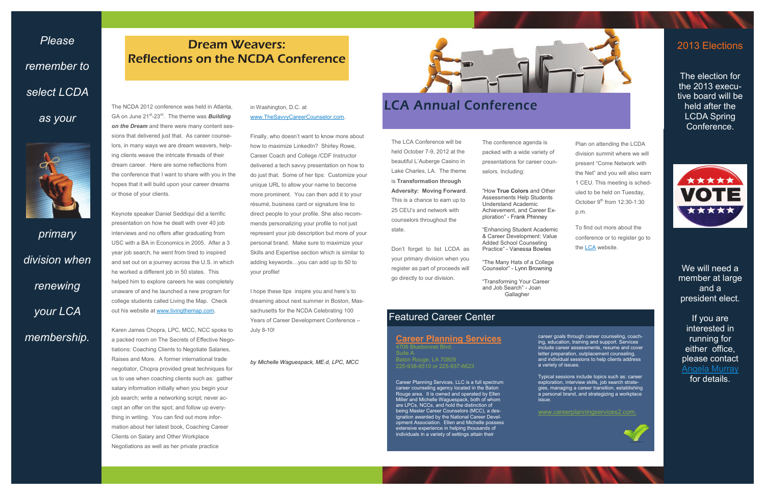*Please remember to select LCDA as your primary division when renewing your LCA membership.*

# Dream Weavers: Reflections on the NCDA Conference

The NCDA 2012 conference was held in Atlanta, GA on June 21st-23rd. The theme was ***Building on the Dream*** and there were many content sessions that delivered just that. As career counselors, in many ways we are dream weavers, helping clients weave the intricate threads of their dream career. Here are some reflections from the conference that I want to share with you in the hopes that it will build upon your career dreams or those of your clients.

Keynote speaker Daniel Seddiqui did a terrific presentation on how he dealt with over 40 job interviews and no offers after graduating from USC with a BA in Economics in 2005. After a 3 year job search, he went from tired to inspired and set out on a journey across the U.S. in which he worked a different job in 50 states. This helped him to explore careers he was completely unaware of and he launched a new program for college students called Living the Map. Check out his website at www.livingthemap.com.

Karen James Chopra, LPC, MCC, NCC spoke to a packed room on The Secrets of Effective Negotiations: Coaching Clients to Negotiate Salaries, Raises and More. A former international trade negotiator, Chopra provided great techniques for us to use when coaching clients such as: gather salary information initially when you begin your job search; write a networking script; never accept an offer on the spot; and follow up everything in writing. You can find out more information about her latest book, Coaching Career Clients on Salary and Other Workplace Negotiations as well as her private practice in Washington, D.C. at www.TheSavvyCareerCounselor.com.

Finally, who doesn't want to know more about how to maximize LinkedIn? Shirley Rowe, Career Coach and College /CDF Instructor delivered a tech savvy presentation on how to do just that. Some of her tips: Customize your unique URL to allow your name to become more prominent. You can then add it to your résumé, business card or signature line to direct people to your profile. She also recommends personalizing your profile to not just represent your job description but more of your personal brand. Make sure to maximize your Skills and Expertise section which is similar to adding keywords…you can add up to 50 to your profile!

I hope these tips inspire you and here's to dreaming about next summer in Boston, Massachusetts for the NCDA Celebrating 100 Years of Career Development Conference – July 8-10!

*by Michelle Waguespack, ME.d, LPC, MCC*

# LCA Annual Conference

The LCA Conference will be held October 7-9, 2012 at the beautiful L'Auberge Casino in Lake Charles, LA. The theme is **Transformation through Adversity: Moving Forward**. This is a chance to earn up to 25 CEU's and network with counselors throughout the state.

Don't forget to list LCDA as your primary division when you register as part of proceeds will go directly to our division.

The conference agenda is packed with a wide variety of presentations for career counselors. Including:

"How **True Colors** and Other Assessments Help Students Understand Academic Achievement, and Career Exploration" - Frank Phinney

"Enhancing Student Academic & Career Development: Value Added School Counseling Practice" - Vanessa Bowles

"The Many Hats of a College Counselor" - Lynn Browning

"Transforming Your Career and Job Search" - Joan Gallagher

Plan on attending the LCDA division summit where we will present "Come Network with the Net" and you will also earn 1 CEU. This meeting is scheduled to be held on Tuesday, October 9th from 12:30-1:30 p.m.

To find out more about the conference or to register go to the LCA website.

## Featured Career Center

### Career Planning Services

4706 Bluebonnet Blvd.
Suite A
Baton Rouge, LA 70809
225-938-6510 or 225-937-6623

Career Planning Services, LLC is a full spectrum career counseling agency located in the Baton Rouge area. It is owned and operated by Ellen Miller and Michelle Waguespack, both of whom are LPCs, NCCs, and hold the distinction of being Master Career Counselors (MCC), a designation awarded by the National Career Development Association. Ellen and Michelle possess extensive experience in helping thousands of individuals in a variety of settings attain their career goals through career counseling, coaching, education, training and support. Services include career assessments, resume and cover letter preparation, outplacement counseling, and individual sessions to help clients address a variety of issues.

Typical sessions include topics such as: career exploration, interview skills, job search strategies, managing a career transition, establishing a personal brand, and strategizing a workplace issue.

www.careerplanningservices2.com.

## 2013 Elections

The election for the 2013 executive board will be held after the LCDA Spring Conference.

We will need a member at large and a president elect.

If you are interested in running for either office, please contact Angela Murray for details.